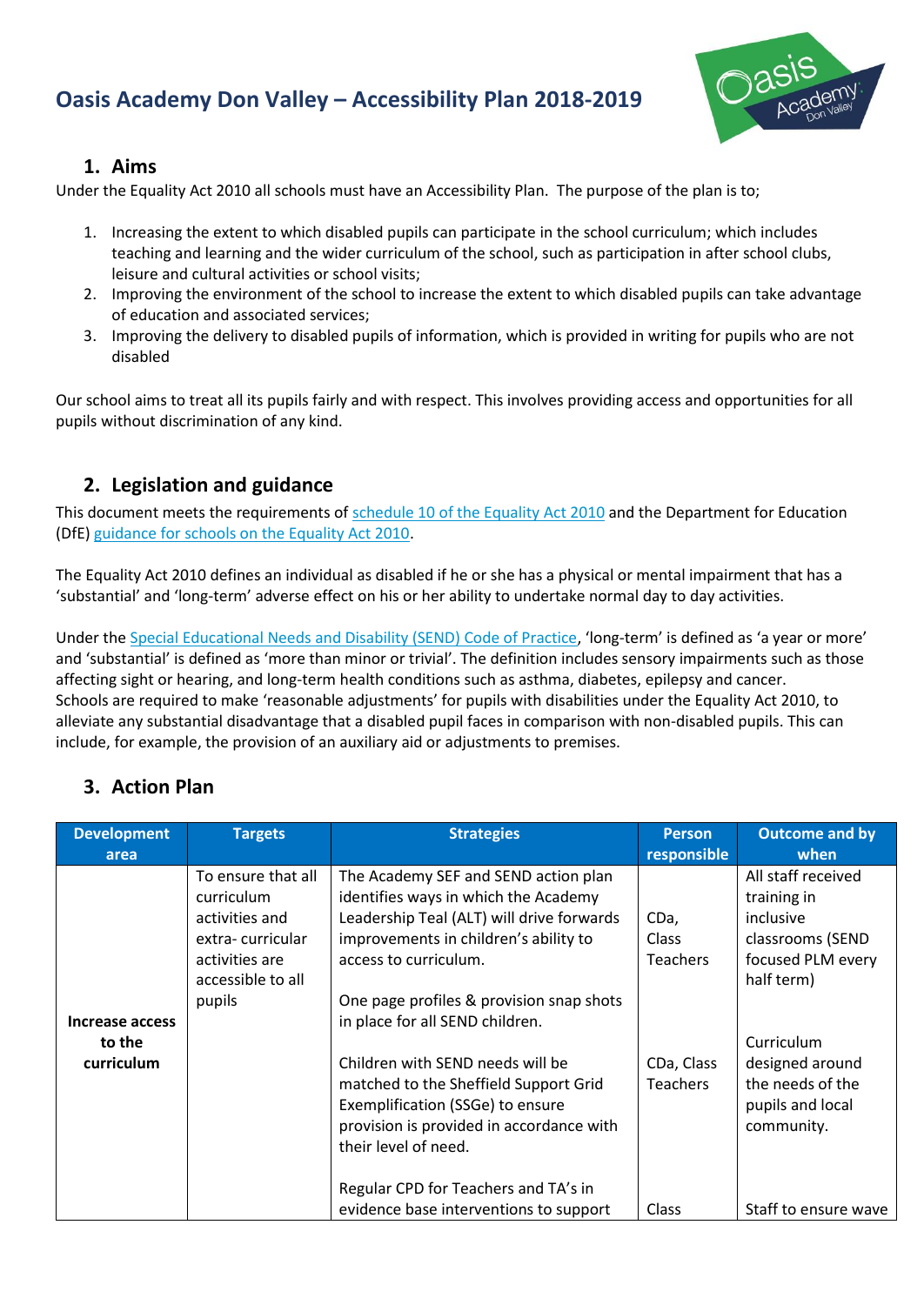# Oasis Academy Don Valley – Accessibility Plan 2018-2019

## 1. Aims

Under the Equality Act 2010 all schools must have an Accessibility Plan. The purpose of the plan is to;

1. Increasing the extent to which disabled pupils can participate in the school curriculum; which includes teaching and learning and the wider curriculum of the school, such as participation in after school clubs, leisure and cultural activities or school visits;
2. Improving the environment of the school to increase the extent to which disabled pupils can take advantage of education and associated services;
3. Improving the delivery to disabled pupils of information, which is provided in writing for pupils who are not disabled

Our school aims to treat all its pupils fairly and with respect. This involves providing access and opportunities for all pupils without discrimination of any kind.

## 2. Legislation and guidance

This document meets the requirements of schedule 10 of the Equality Act 2010 and the Department for Education (DfE) guidance for schools on the Equality Act 2010.

The Equality Act 2010 defines an individual as disabled if he or she has a physical or mental impairment that has a 'substantial' and 'long-term' adverse effect on his or her ability to undertake normal day to day activities.

Under the Special Educational Needs and Disability (SEND) Code of Practice, 'long-term' is defined as 'a year or more' and 'substantial' is defined as 'more than minor or trivial'. The definition includes sensory impairments such as those affecting sight or hearing, and long-term health conditions such as asthma, diabetes, epilepsy and cancer.
Schools are required to make 'reasonable adjustments' for pupils with disabilities under the Equality Act 2010, to alleviate any substantial disadvantage that a disabled pupil faces in comparison with non-disabled pupils. This can include, for example, the provision of an auxiliary aid or adjustments to premises.

## 3. Action Plan

| Development area | Targets | Strategies | Person responsible | Outcome and by when |
|---|---|---|---|---|
| **Increase access to the curriculum** | To ensure that all curriculum activities and extra- curricular activities are accessible to all pupils | The Academy SEF and SEND action plan identifies ways in which the Academy Leadership Teal (ALT) will drive forwards improvements in children's ability to access to curriculum.<br><br>One page profiles & provision snap shots in place for all SEND children.<br><br>Children with SEND needs will be matched to the Sheffield Support Grid Exemplification (SSGe) to ensure provision is provided in accordance with their level of need.<br><br>Regular CPD for Teachers and TA's in evidence base interventions to support | CDa, Class Teachers<br><br>CDa, Class Teachers<br><br>Class | All staff received training in inclusive classrooms (SEND focused PLM every half term)<br><br>Curriculum designed around the needs of the pupils and local community.<br><br>Staff to ensure wave |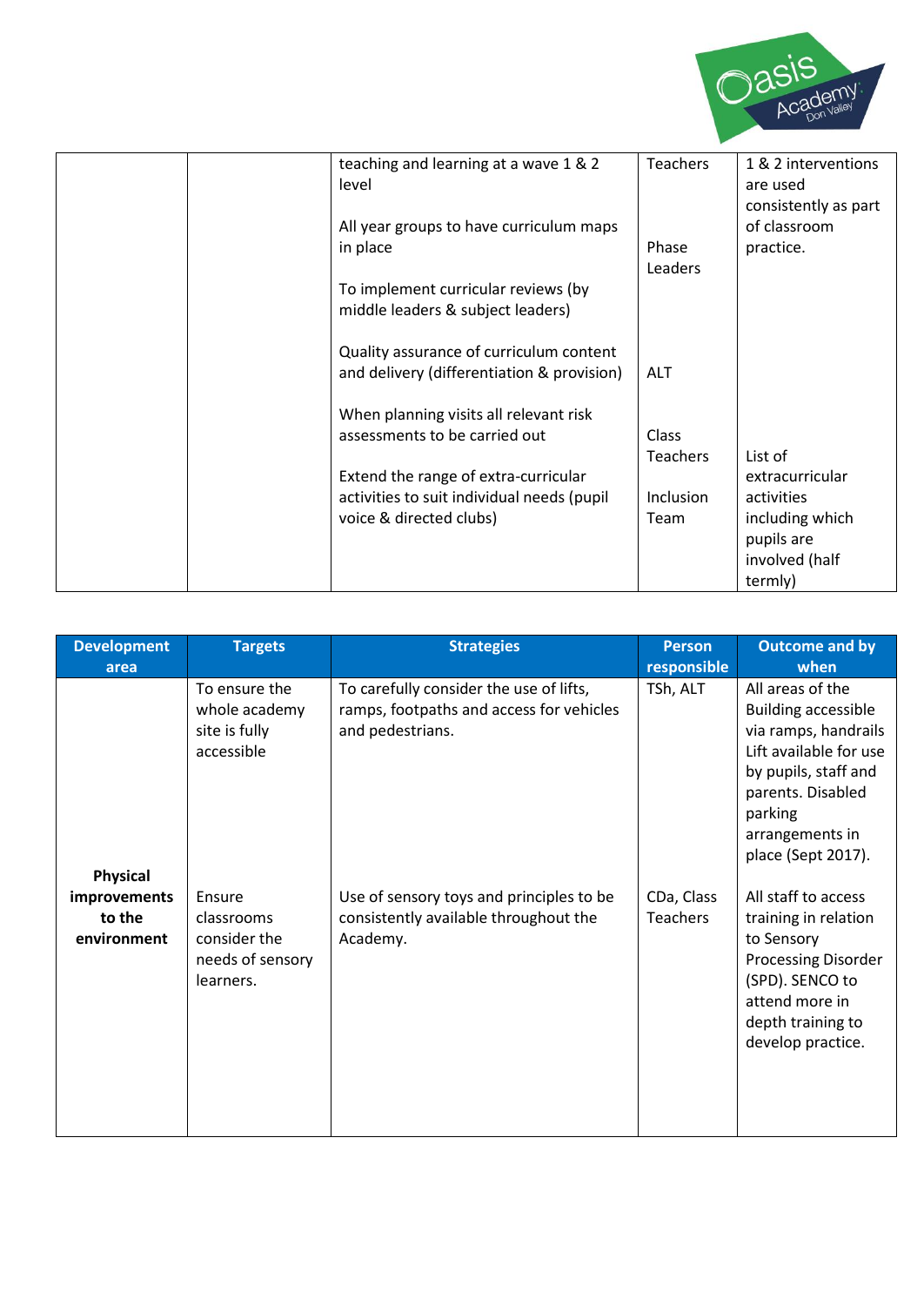|  |  | teaching and learning at a wave 1 & 2 level<br><br>All year groups to have curriculum maps in place<br><br>To implement curricular reviews (by middle leaders & subject leaders)<br><br>Quality assurance of curriculum content and delivery (differentiation & provision)<br><br>When planning visits all relevant risk assessments to be carried out<br><br>Extend the range of extra-curricular activities to suit individual needs (pupil voice & directed clubs) | Teachers<br><br>Phase Leaders<br><br>ALT<br><br>Class Teachers<br><br>Inclusion Team | 1 & 2 interventions are used consistently as part of classroom practice.<br><br>List of extracurricular activities including which pupils are involved (half termly) |
|---|---|---|---|---|

| Development area | Targets | Strategies | Person responsible | Outcome and by when |
|---|---|---|---|---|
| **Physical improvements to the environment** | To ensure the whole academy site is fully accessible | To carefully consider the use of lifts, ramps, footpaths and access for vehicles and pedestrians. | TSh, ALT | All areas of the Building accessible via ramps, handrails Lift available for use by pupils, staff and parents. Disabled parking arrangements in place (Sept 2017). |
|  | Ensure classrooms consider the needs of sensory learners. | Use of sensory toys and principles to be consistently available throughout the Academy. | CDa, Class Teachers | All staff to access training in relation to Sensory Processing Disorder (SPD). SENCO to attend more in depth training to develop practice. |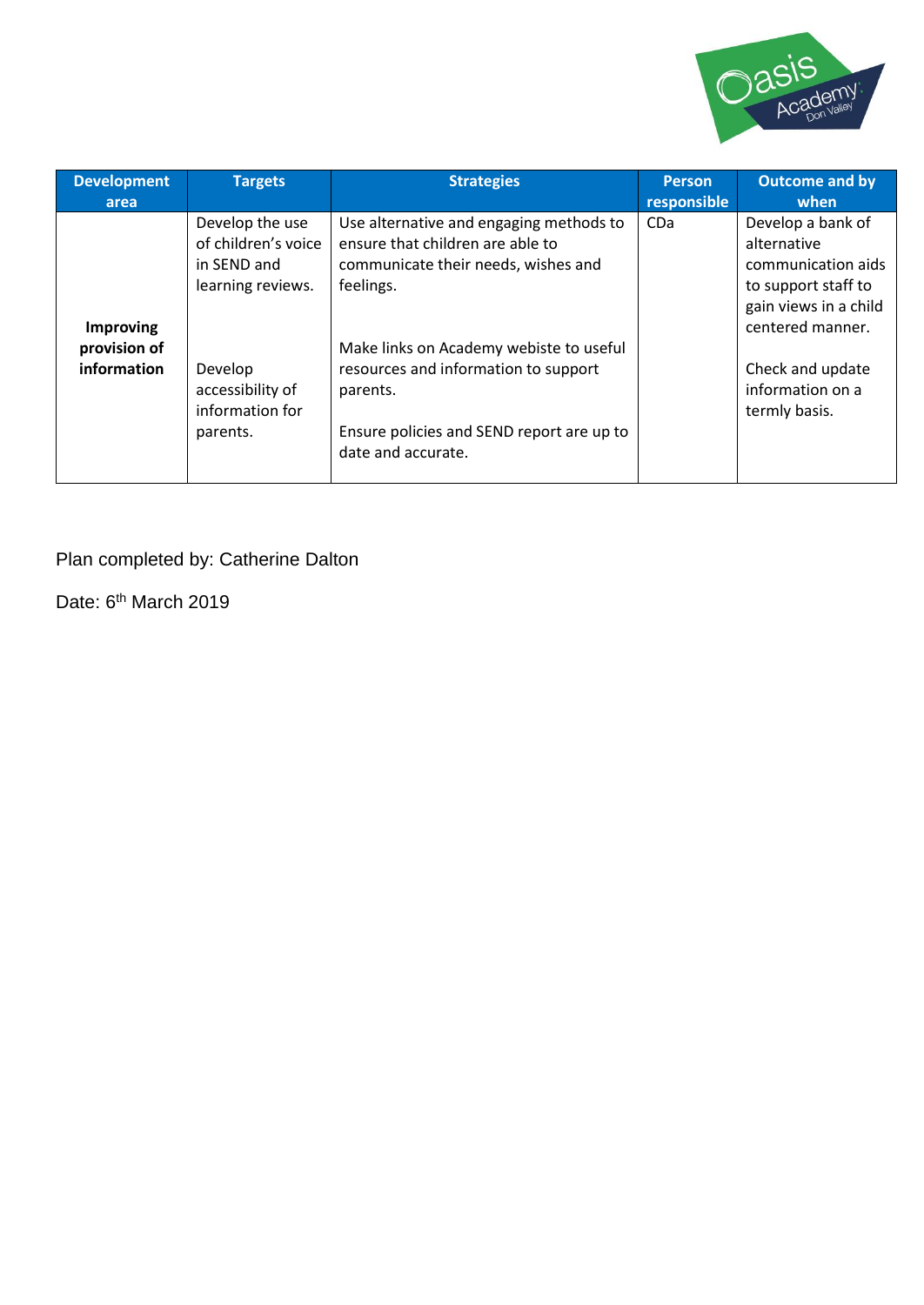| Development area | Targets | Strategies | Person responsible | Outcome and by when |
|---|---|---|---|---|
| **Improving provision of information** | Develop the use of children's voice in SEND and learning reviews.<br><br>Develop accessibility of information for parents. | Use alternative and engaging methods to ensure that children are able to communicate their needs, wishes and feelings.<br><br>Make links on Academy webiste to useful resources and information to support parents.<br><br>Ensure policies and SEND report are up to date and accurate. | CDa | Develop a bank of alternative communication aids to support staff to gain views in a child centered manner.<br><br>Check and update information on a termly basis. |

Plan completed by: Catherine Dalton

Date: 6th March 2019